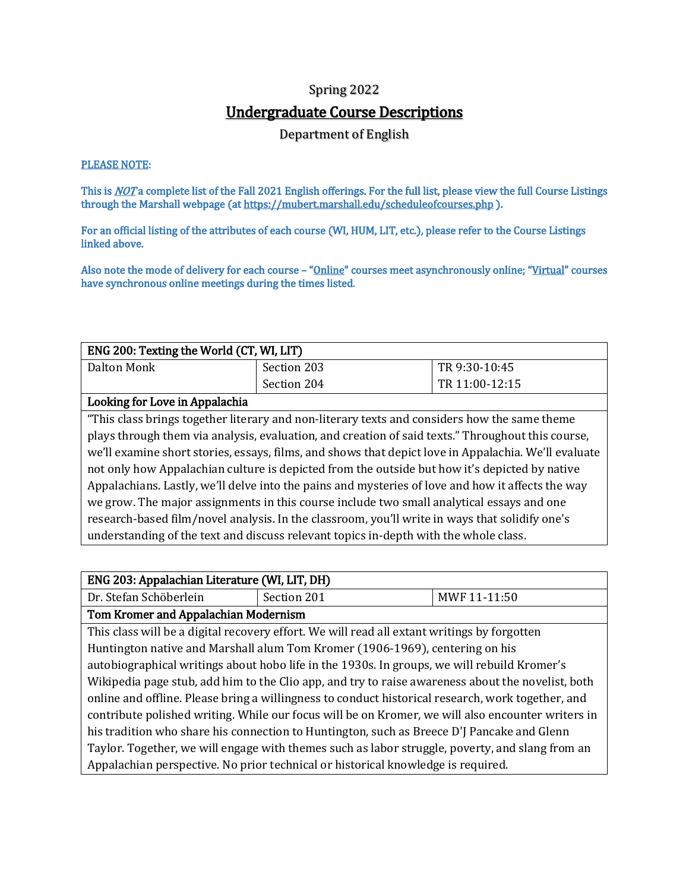Spring 2022

# Undergraduate Course Descriptions

Department of English

PLEASE NOTE:

**This is *NOT* a complete list of the Fall 2021 English offerings. For the full list, please view the full Course Listings through the Marshall webpage (at https://mubert.marshall.edu/scheduleofcourses.php ).**

**For an official listing of the attributes of each course (WI, HUM, LIT, etc.), please refer to the Course Listings linked above.**

**Also note the mode of delivery for each course – "Online" courses meet asynchronously online; "Virtual" courses have synchronous online meetings during the times listed.**

| ENG 200: Texting the World (CT, WI, LIT) | | |
|---|---|---|
| Dalton Monk | Section 203<br>Section 204 | TR 9:30-10:45<br>TR 11:00-12:15 |
| **Looking for Love in Appalachia** | | |
| "This class brings together literary and non-literary texts and considers how the same theme plays through them via analysis, evaluation, and creation of said texts." Throughout this course, we'll examine short stories, essays, films, and shows that depict love in Appalachia. We'll evaluate not only how Appalachian culture is depicted from the outside but how it's depicted by native Appalachians. Lastly, we'll delve into the pains and mysteries of love and how it affects the way we grow. The major assignments in this course include two small analytical essays and one research-based film/novel analysis. In the classroom, you'll write in ways that solidify one's understanding of the text and discuss relevant topics in-depth with the whole class. | | |

| ENG 203: Appalachian Literature (WI, LIT, DH) | | |
|---|---|---|
| Dr. Stefan Schöberlein | Section 201 | MWF 11-11:50 |
| **Tom Kromer and Appalachian Modernism** | | |
| This class will be a digital recovery effort. We will read all extant writings by forgotten Huntington native and Marshall alum Tom Kromer (1906-1969), centering on his autobiographical writings about hobo life in the 1930s. In groups, we will rebuild Kromer's Wikipedia page stub, add him to the Clio app, and try to raise awareness about the novelist, both online and offline. Please bring a willingness to conduct historical research, work together, and contribute polished writing. While our focus will be on Kromer, we will also encounter writers in his tradition who share his connection to Huntington, such as Breece D'J Pancake and Glenn Taylor. Together, we will engage with themes such as labor struggle, poverty, and slang from an Appalachian perspective. No prior technical or historical knowledge is required. | | |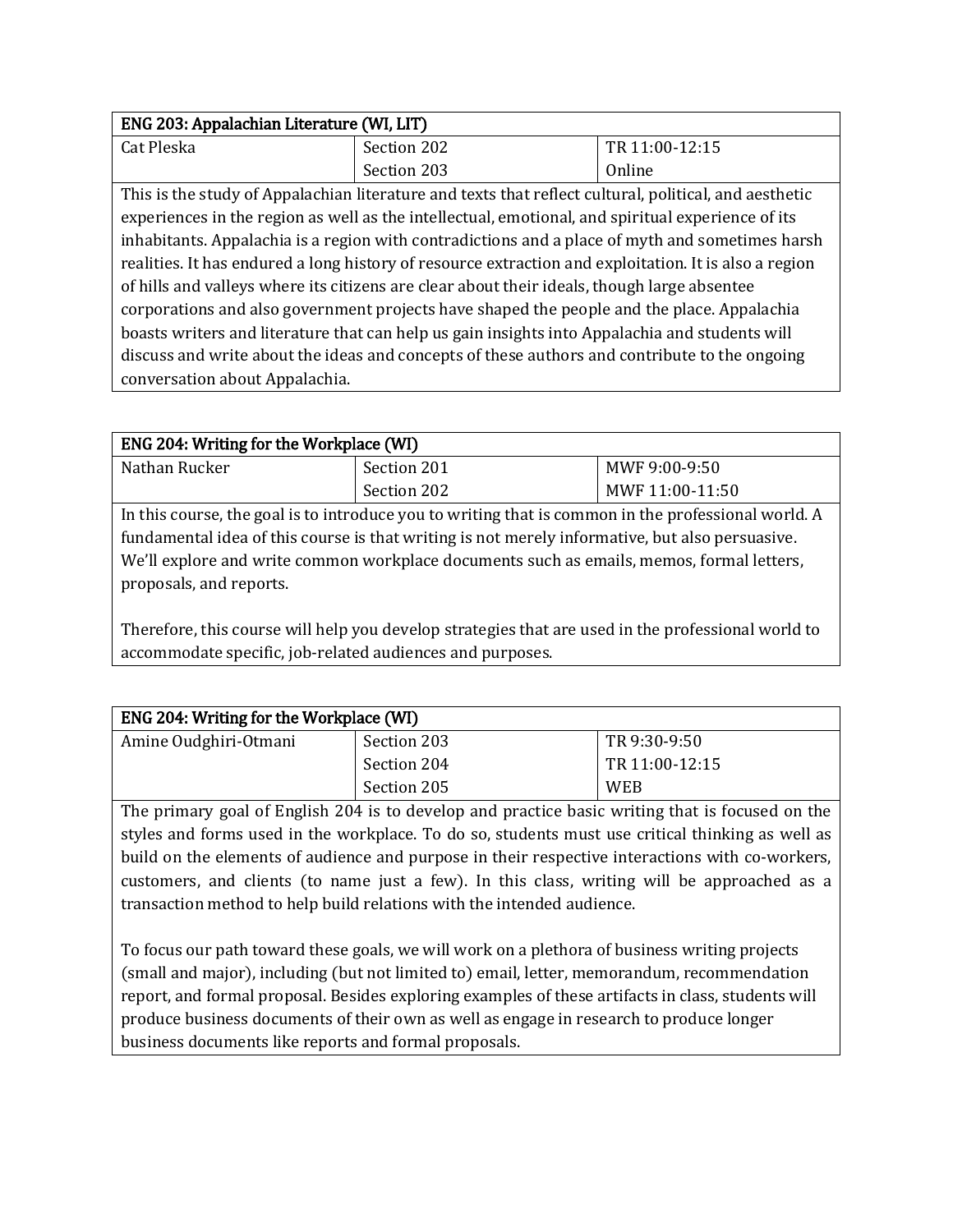| ENG 203: Appalachian Literature (WI, LIT) | | |
|---|---|---|
| Cat Pleska | Section 202<br>Section 203 | TR 11:00-12:15<br>Online |

This is the study of Appalachian literature and texts that reflect cultural, political, and aesthetic experiences in the region as well as the intellectual, emotional, and spiritual experience of its inhabitants. Appalachia is a region with contradictions and a place of myth and sometimes harsh realities. It has endured a long history of resource extraction and exploitation. It is also a region of hills and valleys where its citizens are clear about their ideals, though large absentee corporations and also government projects have shaped the people and the place. Appalachia boasts writers and literature that can help us gain insights into Appalachia and students will discuss and write about the ideas and concepts of these authors and contribute to the ongoing conversation about Appalachia.

| ENG 204: Writing for the Workplace (WI) | | |
|---|---|---|
| Nathan Rucker | Section 201<br>Section 202 | MWF 9:00-9:50<br>MWF 11:00-11:50 |

In this course, the goal is to introduce you to writing that is common in the professional world. A fundamental idea of this course is that writing is not merely informative, but also persuasive. We'll explore and write common workplace documents such as emails, memos, formal letters, proposals, and reports.

Therefore, this course will help you develop strategies that are used in the professional world to accommodate specific, job-related audiences and purposes.

| ENG 204: Writing for the Workplace (WI) | | |
|---|---|---|
| Amine Oudghiri-Otmani | Section 203<br>Section 204<br>Section 205 | TR 9:30-9:50<br>TR 11:00-12:15<br>WEB |

The primary goal of English 204 is to develop and practice basic writing that is focused on the styles and forms used in the workplace. To do so, students must use critical thinking as well as build on the elements of audience and purpose in their respective interactions with co-workers, customers, and clients (to name just a few). In this class, writing will be approached as a transaction method to help build relations with the intended audience.

To focus our path toward these goals, we will work on a plethora of business writing projects (small and major), including (but not limited to) email, letter, memorandum, recommendation report, and formal proposal. Besides exploring examples of these artifacts in class, students will produce business documents of their own as well as engage in research to produce longer business documents like reports and formal proposals.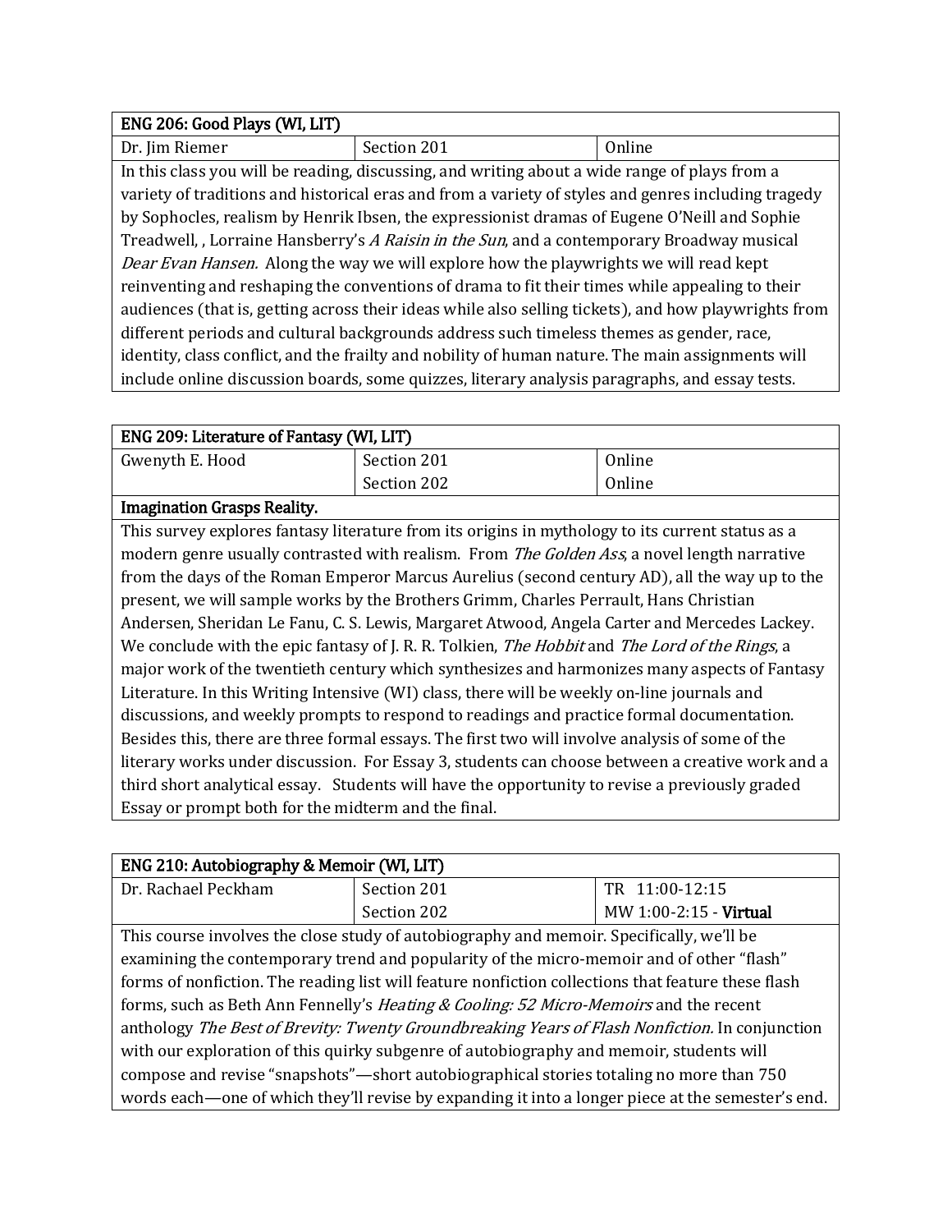| ENG 206: Good Plays (WI, LIT) | | |
|---|---|---|
| Dr. Jim Riemer | Section 201 | Online |

In this class you will be reading, discussing, and writing about a wide range of plays from a variety of traditions and historical eras and from a variety of styles and genres including tragedy by Sophocles, realism by Henrik Ibsen, the expressionist dramas of Eugene O'Neill and Sophie Treadwell, , Lorraine Hansberry's *A Raisin in the Sun*, and a contemporary Broadway musical *Dear Evan Hansen.* Along the way we will explore how the playwrights we will read kept reinventing and reshaping the conventions of drama to fit their times while appealing to their audiences (that is, getting across their ideas while also selling tickets), and how playwrights from different periods and cultural backgrounds address such timeless themes as gender, race, identity, class conflict, and the frailty and nobility of human nature. The main assignments will include online discussion boards, some quizzes, literary analysis paragraphs, and essay tests.

| ENG 209: Literature of Fantasy (WI, LIT) | | |
|---|---|---|
| Gwenyth E. Hood | Section 201 | Online |
| | Section 202 | Online |

**Imagination Grasps Reality.**

This survey explores fantasy literature from its origins in mythology to its current status as a modern genre usually contrasted with realism. From *The Golden Ass*, a novel length narrative from the days of the Roman Emperor Marcus Aurelius (second century AD), all the way up to the present, we will sample works by the Brothers Grimm, Charles Perrault, Hans Christian Andersen, Sheridan Le Fanu, C. S. Lewis, Margaret Atwood, Angela Carter and Mercedes Lackey. We conclude with the epic fantasy of J. R. R. Tolkien, *The Hobbit* and *The Lord of the Rings*, a major work of the twentieth century which synthesizes and harmonizes many aspects of Fantasy Literature. In this Writing Intensive (WI) class, there will be weekly on-line journals and discussions, and weekly prompts to respond to readings and practice formal documentation. Besides this, there are three formal essays. The first two will involve analysis of some of the literary works under discussion. For Essay 3, students can choose between a creative work and a third short analytical essay. Students will have the opportunity to revise a previously graded Essay or prompt both for the midterm and the final.

| ENG 210: Autobiography & Memoir (WI, LIT) | | |
|---|---|---|
| Dr. Rachael Peckham | Section 201 | TR 11:00-12:15 |
| | Section 202 | MW 1:00-2:15 - **Virtual** |

This course involves the close study of autobiography and memoir. Specifically, we'll be examining the contemporary trend and popularity of the micro-memoir and of other "flash" forms of nonfiction. The reading list will feature nonfiction collections that feature these flash forms, such as Beth Ann Fennelly's *Heating & Cooling: 52 Micro-Memoirs* and the recent anthology *The Best of Brevity: Twenty Groundbreaking Years of Flash Nonfiction.* In conjunction with our exploration of this quirky subgenre of autobiography and memoir, students will compose and revise "snapshots"—short autobiographical stories totaling no more than 750 words each—one of which they'll revise by expanding it into a longer piece at the semester's end.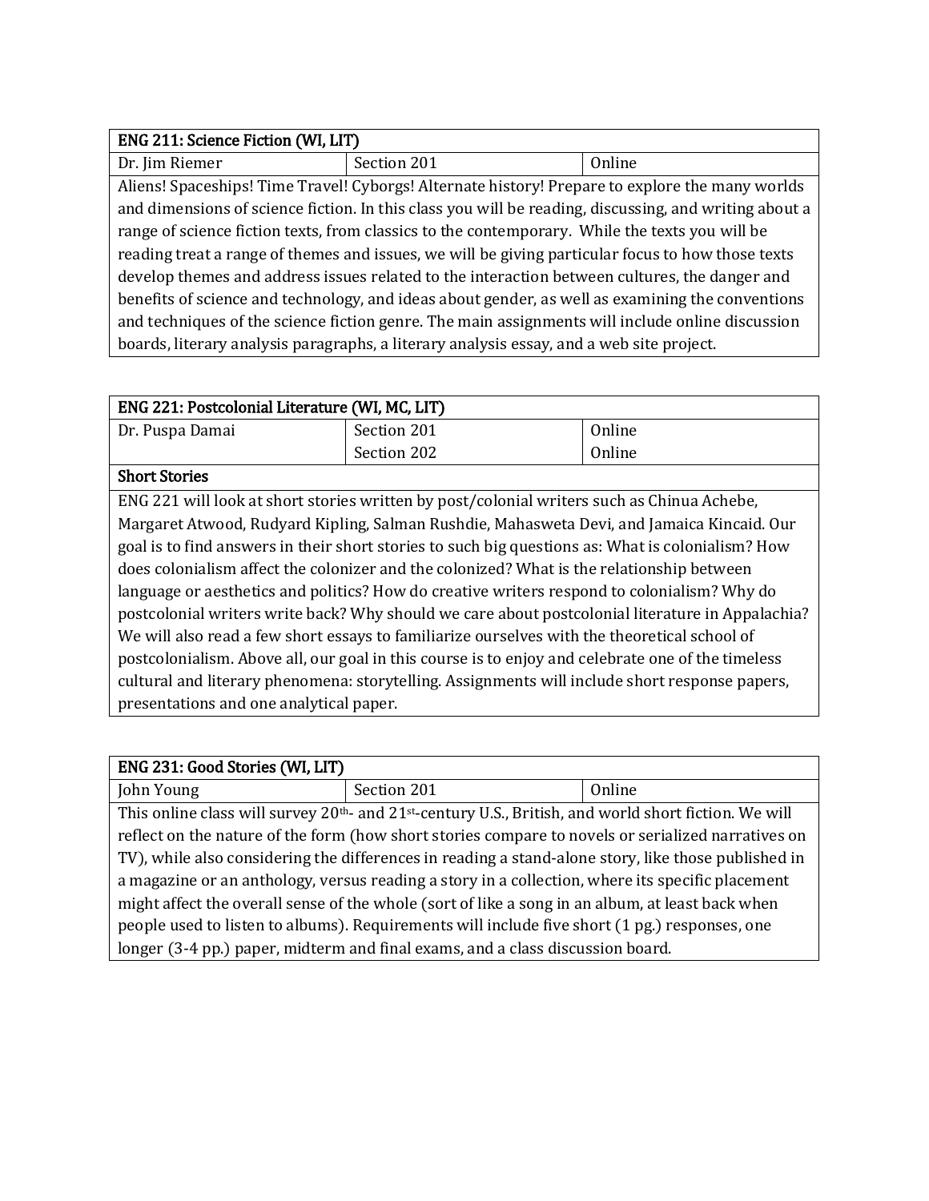| ENG 211: Science Fiction (WI, LIT) | | |
|---|---|---|
| Dr. Jim Riemer | Section 201 | Online |
| Aliens! Spaceships! Time Travel! Cyborgs! Alternate history! Prepare to explore the many worlds and dimensions of science fiction. In this class you will be reading, discussing, and writing about a range of science fiction texts, from classics to the contemporary. While the texts you will be reading treat a range of themes and issues, we will be giving particular focus to how those texts develop themes and address issues related to the interaction between cultures, the danger and benefits of science and technology, and ideas about gender, as well as examining the conventions and techniques of the science fiction genre. The main assignments will include online discussion boards, literary analysis paragraphs, a literary analysis essay, and a web site project. | | |

| ENG 221: Postcolonial Literature (WI, MC, LIT) | | |
|---|---|---|
| Dr. Puspa Damai | Section 201<br>Section 202 | Online<br>Online |
| **Short Stories** | | |
| ENG 221 will look at short stories written by post/colonial writers such as Chinua Achebe, Margaret Atwood, Rudyard Kipling, Salman Rushdie, Mahasweta Devi, and Jamaica Kincaid. Our goal is to find answers in their short stories to such big questions as: What is colonialism? How does colonialism affect the colonizer and the colonized? What is the relationship between language or aesthetics and politics? How do creative writers respond to colonialism? Why do postcolonial writers write back? Why should we care about postcolonial literature in Appalachia? We will also read a few short essays to familiarize ourselves with the theoretical school of postcolonialism. Above all, our goal in this course is to enjoy and celebrate one of the timeless cultural and literary phenomena: storytelling. Assignments will include short response papers, presentations and one analytical paper. | | |

| ENG 231: Good Stories (WI, LIT) | | |
|---|---|---|
| John Young | Section 201 | Online |
| This online class will survey 20th- and 21st-century U.S., British, and world short fiction. We will reflect on the nature of the form (how short stories compare to novels or serialized narratives on TV), while also considering the differences in reading a stand-alone story, like those published in a magazine or an anthology, versus reading a story in a collection, where its specific placement might affect the overall sense of the whole (sort of like a song in an album, at least back when people used to listen to albums). Requirements will include five short (1 pg.) responses, one longer (3-4 pp.) paper, midterm and final exams, and a class discussion board. | | |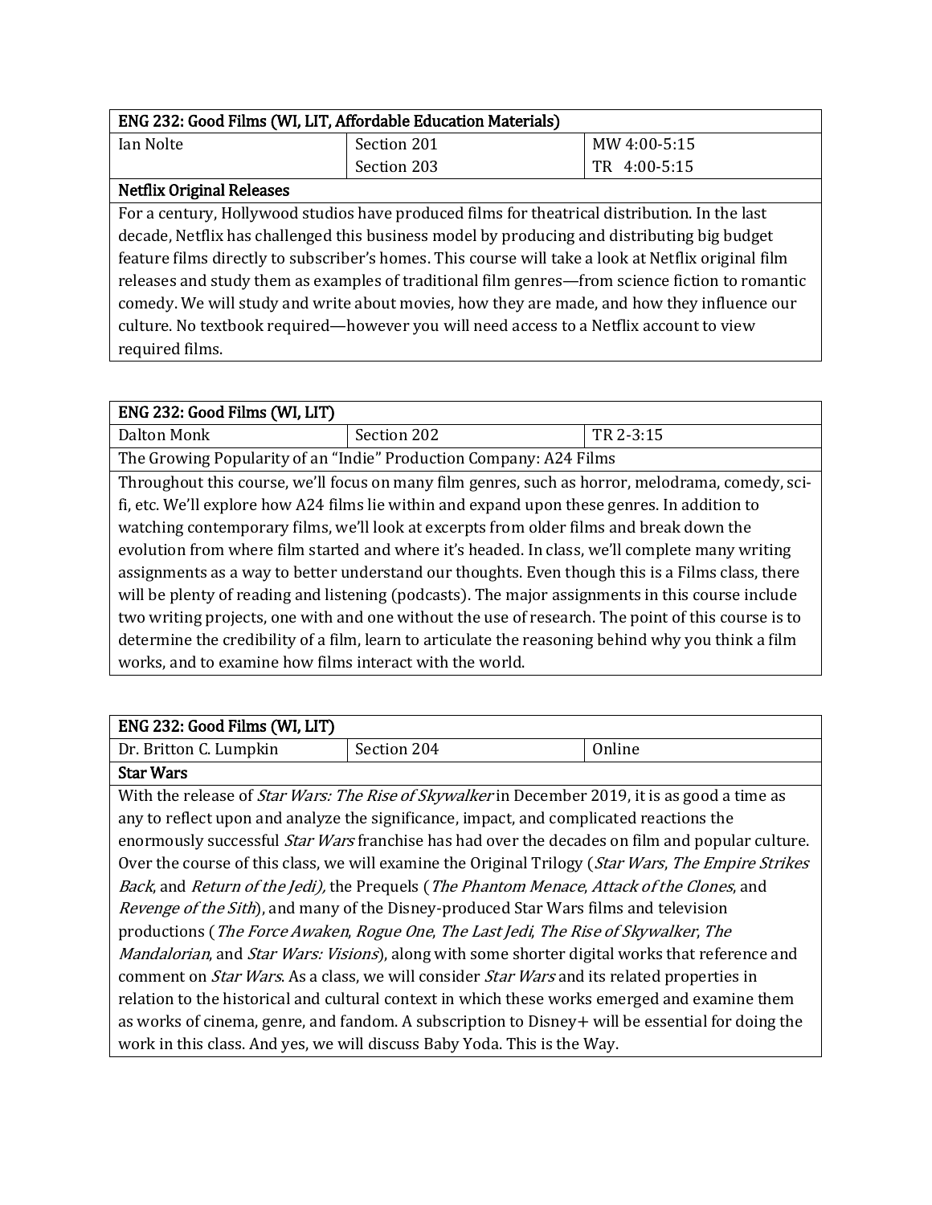| ENG 232: Good Films (WI, LIT, Affordable Education Materials) | | |
| --- | --- | --- |
| Ian Nolte | Section 201<br>Section 203 | MW 4:00-5:15<br>TR 4:00-5:15 |
| **Netflix Original Releases** | | |
| For a century, Hollywood studios have produced films for theatrical distribution. In the last decade, Netflix has challenged this business model by producing and distributing big budget feature films directly to subscriber's homes. This course will take a look at Netflix original film releases and study them as examples of traditional film genres—from science fiction to romantic comedy. We will study and write about movies, how they are made, and how they influence our culture. No textbook required—however you will need access to a Netflix account to view required films. | | |

| ENG 232: Good Films (WI, LIT) | | |
| --- | --- | --- |
| Dalton Monk | Section 202 | TR 2-3:15 |
| The Growing Popularity of an "Indie" Production Company: A24 Films | | |
| Throughout this course, we'll focus on many film genres, such as horror, melodrama, comedy, sci-fi, etc. We'll explore how A24 films lie within and expand upon these genres. In addition to watching contemporary films, we'll look at excerpts from older films and break down the evolution from where film started and where it's headed. In class, we'll complete many writing assignments as a way to better understand our thoughts. Even though this is a Films class, there will be plenty of reading and listening (podcasts). The major assignments in this course include two writing projects, one with and one without the use of research. The point of this course is to determine the credibility of a film, learn to articulate the reasoning behind why you think a film works, and to examine how films interact with the world. | | |

| ENG 232: Good Films (WI, LIT) | | |
| --- | --- | --- |
| Dr. Britton C. Lumpkin | Section 204 | Online |
| **Star Wars** | | |
| With the release of *Star Wars: The Rise of Skywalker* in December 2019, it is as good a time as any to reflect upon and analyze the significance, impact, and complicated reactions the enormously successful *Star Wars* franchise has had over the decades on film and popular culture. Over the course of this class, we will examine the Original Trilogy (*Star Wars*, *The Empire Strikes Back*, and *Return of the Jedi),* the Prequels (*The Phantom Menace*, *Attack of the Clones*, and *Revenge of the Sith*), and many of the Disney-produced Star Wars films and television productions (*The Force Awaken*, *Rogue One*, *The Last Jedi*, *The Rise of Skywalker*, *The Mandalorian*, and *Star Wars: Visions*), along with some shorter digital works that reference and comment on *Star Wars*. As a class, we will consider *Star Wars* and its related properties in relation to the historical and cultural context in which these works emerged and examine them as works of cinema, genre, and fandom. A subscription to Disney+ will be essential for doing the work in this class. And yes, we will discuss Baby Yoda. This is the Way. | | |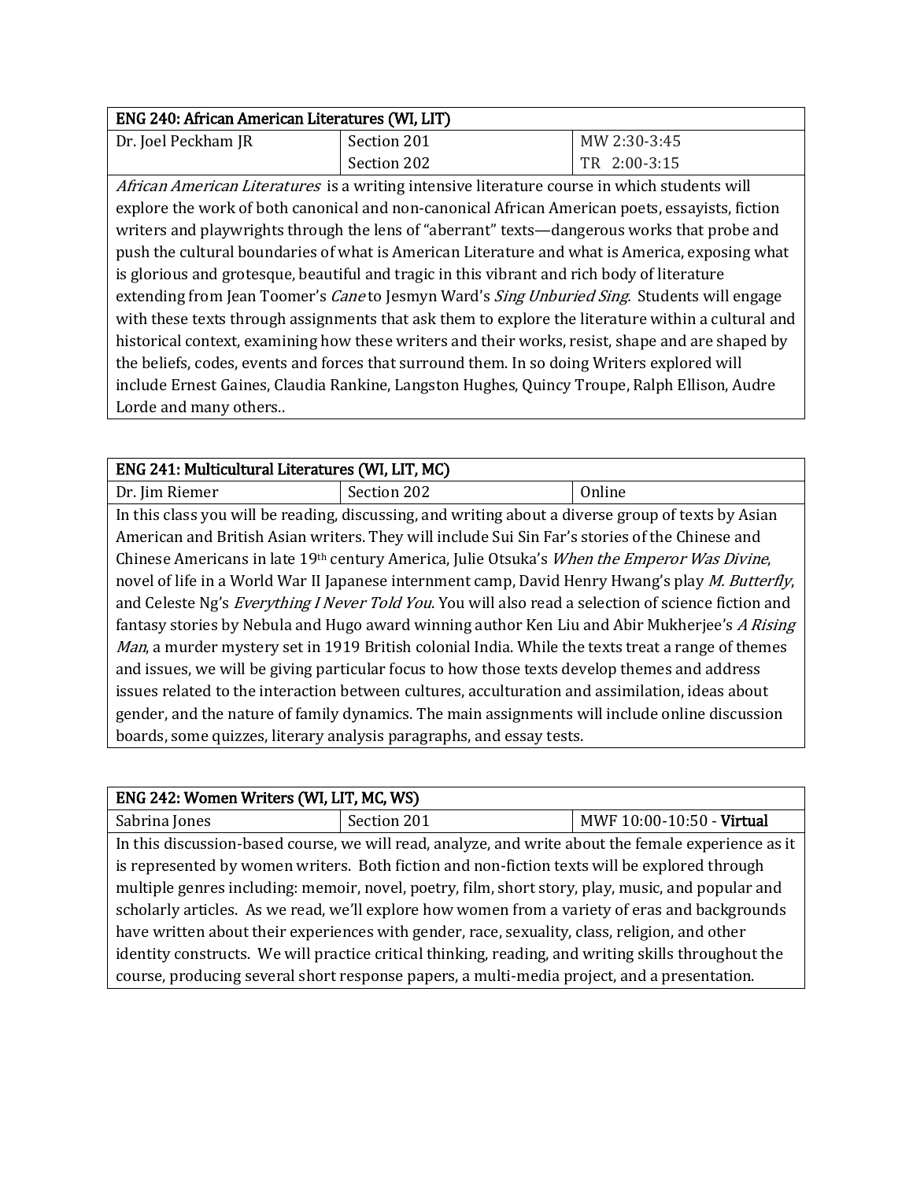| ENG 240: African American Literatures (WI, LIT) | | |
|---|---|---|
| Dr. Joel Peckham JR | Section 201<br>Section 202 | MW 2:30-3:45<br>TR 2:00-3:15 |

*African American Literatures* is a writing intensive literature course in which students will explore the work of both canonical and non-canonical African American poets, essayists, fiction writers and playwrights through the lens of "aberrant" texts—dangerous works that probe and push the cultural boundaries of what is American Literature and what is America, exposing what is glorious and grotesque, beautiful and tragic in this vibrant and rich body of literature extending from Jean Toomer's *Cane* to Jesmyn Ward's *Sing Unburied Sing.* Students will engage with these texts through assignments that ask them to explore the literature within a cultural and historical context, examining how these writers and their works, resist, shape and are shaped by the beliefs, codes, events and forces that surround them. In so doing Writers explored will include Ernest Gaines, Claudia Rankine, Langston Hughes, Quincy Troupe, Ralph Ellison, Audre Lorde and many others..

| ENG 241: Multicultural Literatures (WI, LIT, MC) | | |
|---|---|---|
| Dr. Jim Riemer | Section 202 | Online |

In this class you will be reading, discussing, and writing about a diverse group of texts by Asian American and British Asian writers. They will include Sui Sin Far's stories of the Chinese and Chinese Americans in late 19th century America, Julie Otsuka's *When the Emperor Was Divine*, novel of life in a World War II Japanese internment camp, David Henry Hwang's play *M. Butterfly*, and Celeste Ng's *Everything I Never Told You*. You will also read a selection of science fiction and fantasy stories by Nebula and Hugo award winning author Ken Liu and Abir Mukherjee's *A Rising Man*, a murder mystery set in 1919 British colonial India. While the texts treat a range of themes and issues, we will be giving particular focus to how those texts develop themes and address issues related to the interaction between cultures, acculturation and assimilation, ideas about gender, and the nature of family dynamics. The main assignments will include online discussion boards, some quizzes, literary analysis paragraphs, and essay tests.

| ENG 242: Women Writers (WI, LIT, MC, WS) | | |
|---|---|---|
| Sabrina Jones | Section 201 | MWF 10:00-10:50 - **Virtual** |

In this discussion-based course, we will read, analyze, and write about the female experience as it is represented by women writers. Both fiction and non-fiction texts will be explored through multiple genres including: memoir, novel, poetry, film, short story, play, music, and popular and scholarly articles. As we read, we'll explore how women from a variety of eras and backgrounds have written about their experiences with gender, race, sexuality, class, religion, and other identity constructs. We will practice critical thinking, reading, and writing skills throughout the course, producing several short response papers, a multi-media project, and a presentation.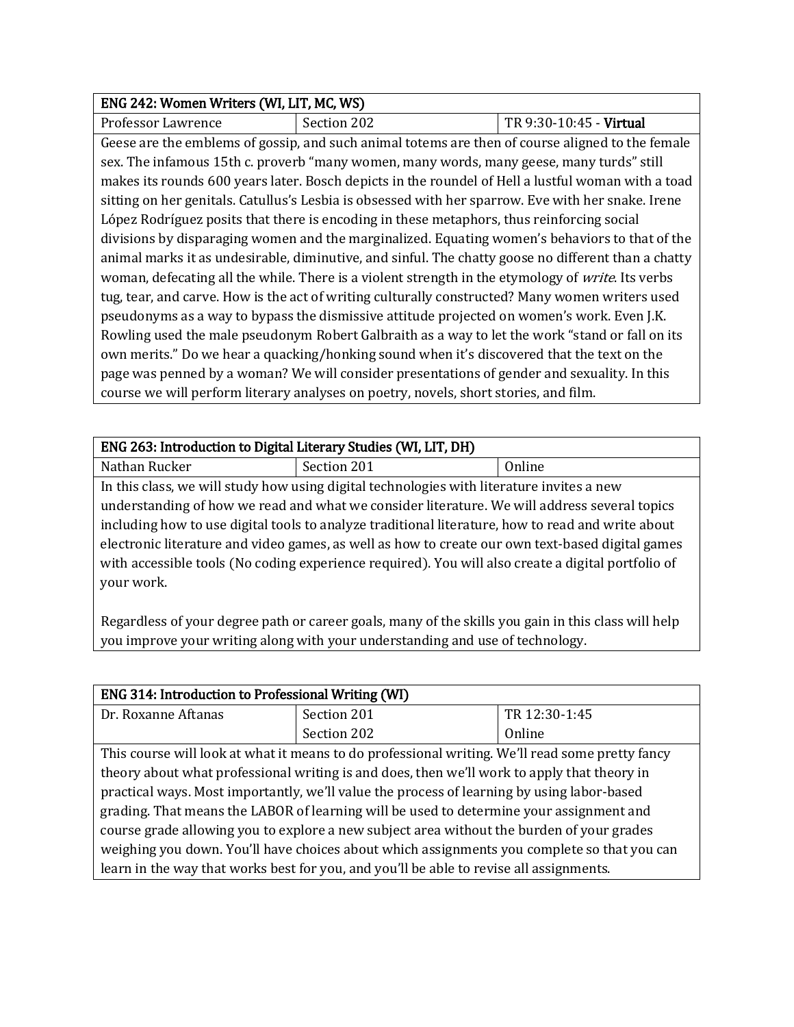| ENG 242: Women Writers (WI, LIT, MC, WS) | | |
|---|---|---|
| Professor Lawrence | Section 202 | TR 9:30-10:45 - **Virtual** |
| Geese are the emblems of gossip, and such animal totems are then of course aligned to the female sex. The infamous 15th c. proverb "many women, many words, many geese, many turds" still makes its rounds 600 years later. Bosch depicts in the roundel of Hell a lustful woman with a toad sitting on her genitals. Catullus's Lesbia is obsessed with her sparrow. Eve with her snake. Irene López Rodríguez posits that there is encoding in these metaphors, thus reinforcing social divisions by disparaging women and the marginalized. Equating women's behaviors to that of the animal marks it as undesirable, diminutive, and sinful. The chatty goose no different than a chatty woman, defecating all the while. There is a violent strength in the etymology of *write*. Its verbs tug, tear, and carve. How is the act of writing culturally constructed? Many women writers used pseudonyms as a way to bypass the dismissive attitude projected on women's work. Even J.K. Rowling used the male pseudonym Robert Galbraith as a way to let the work "stand or fall on its own merits." Do we hear a quacking/honking sound when it's discovered that the text on the page was penned by a woman? We will consider presentations of gender and sexuality. In this course we will perform literary analyses on poetry, novels, short stories, and film. | | |

| ENG 263: Introduction to Digital Literary Studies (WI, LIT, DH) | | |
|---|---|---|
| Nathan Rucker | Section 201 | Online |
| In this class, we will study how using digital technologies with literature invites a new understanding of how we read and what we consider literature. We will address several topics including how to use digital tools to analyze traditional literature, how to read and write about electronic literature and video games, as well as how to create our own text-based digital games with accessible tools (No coding experience required). You will also create a digital portfolio of your work.<br><br>Regardless of your degree path or career goals, many of the skills you gain in this class will help you improve your writing along with your understanding and use of technology. | | |

| ENG 314: Introduction to Professional Writing (WI) | | |
|---|---|---|
| Dr. Roxanne Aftanas | Section 201 | TR 12:30-1:45 |
| | Section 202 | Online |
| This course will look at what it means to do professional writing. We'll read some pretty fancy theory about what professional writing is and does, then we'll work to apply that theory in practical ways. Most importantly, we'll value the process of learning by using labor-based grading. That means the LABOR of learning will be used to determine your assignment and course grade allowing you to explore a new subject area without the burden of your grades weighing you down. You'll have choices about which assignments you complete so that you can learn in the way that works best for you, and you'll be able to revise all assignments. | | |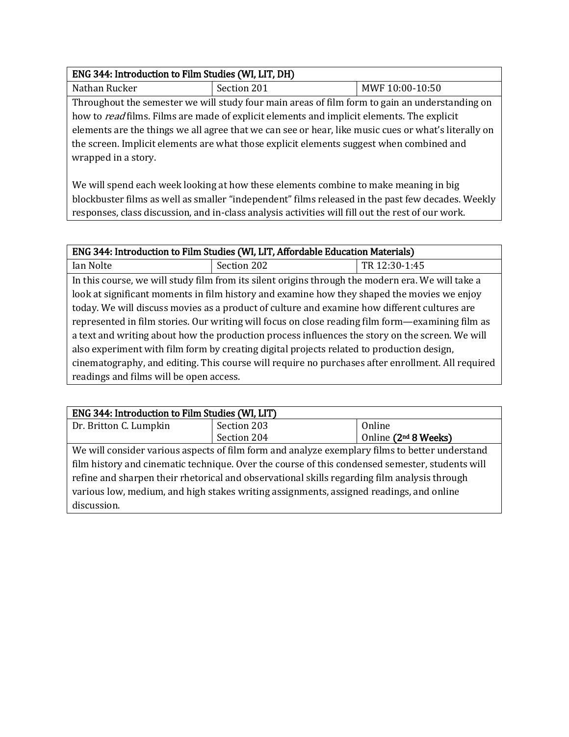| ENG 344: Introduction to Film Studies (WI, LIT, DH) | | |
|---|---|---|
| Nathan Rucker | Section 201 | MWF 10:00-10:50 |

Throughout the semester we will study four main areas of film form to gain an understanding on how to *read* films. Films are made of explicit elements and implicit elements. The explicit elements are the things we all agree that we can see or hear, like music cues or what's literally on the screen. Implicit elements are what those explicit elements suggest when combined and wrapped in a story.

We will spend each week looking at how these elements combine to make meaning in big blockbuster films as well as smaller "independent" films released in the past few decades. Weekly responses, class discussion, and in-class analysis activities will fill out the rest of our work.

| ENG 344: Introduction to Film Studies (WI, LIT, Affordable Education Materials) | | |
|---|---|---|
| Ian Nolte | Section 202 | TR 12:30-1:45 |

In this course, we will study film from its silent origins through the modern era. We will take a look at significant moments in film history and examine how they shaped the movies we enjoy today. We will discuss movies as a product of culture and examine how different cultures are represented in film stories. Our writing will focus on close reading film form—examining film as a text and writing about how the production process influences the story on the screen. We will also experiment with film form by creating digital projects related to production design, cinematography, and editing. This course will require no purchases after enrollment. All required readings and films will be open access.

| ENG 344: Introduction to Film Studies (WI, LIT) | | |
|---|---|---|
| Dr. Britton C. Lumpkin | Section 203<br>Section 204 | Online<br>Online (2nd 8 Weeks) |

We will consider various aspects of film form and analyze exemplary films to better understand film history and cinematic technique. Over the course of this condensed semester, students will refine and sharpen their rhetorical and observational skills regarding film analysis through various low, medium, and high stakes writing assignments, assigned readings, and online discussion.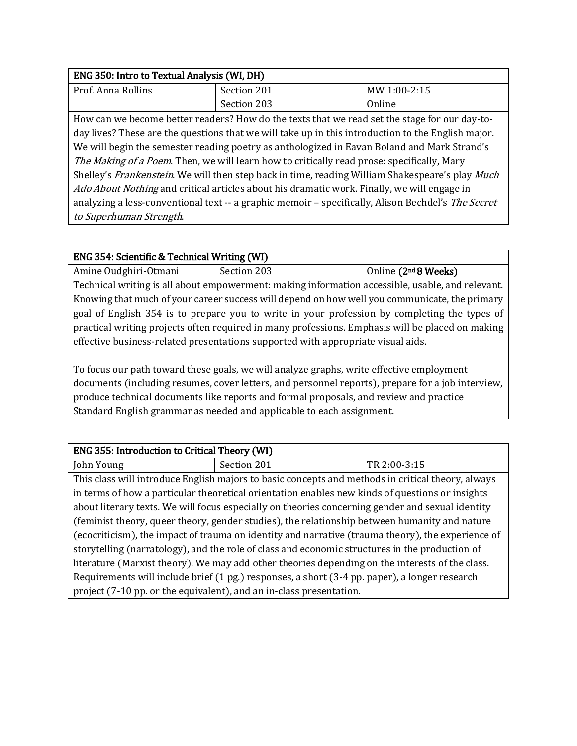| ENG 350: Intro to Textual Analysis (WI, DH) | | |
|---|---|---|
| Prof. Anna Rollins | Section 201<br>Section 203 | MW 1:00-2:15<br>Online |

How can we become better readers? How do the texts that we read set the stage for our day-to-day lives? These are the questions that we will take up in this introduction to the English major. We will begin the semester reading poetry as anthologized in Eavan Boland and Mark Strand's *The Making of a Poem*. Then, we will learn how to critically read prose: specifically, Mary Shelley's *Frankenstein*. We will then step back in time, reading William Shakespeare's play *Much Ado About Nothing* and critical articles about his dramatic work. Finally, we will engage in analyzing a less-conventional text -- a graphic memoir – specifically, Alison Bechdel's *The Secret to Superhuman Strength*.

| ENG 354: Scientific & Technical Writing (WI) | | |
|---|---|---|
| Amine Oudghiri-Otmani | Section 203 | Online **(2nd 8 Weeks)** |

Technical writing is all about empowerment: making information accessible, usable, and relevant. Knowing that much of your career success will depend on how well you communicate, the primary goal of English 354 is to prepare you to write in your profession by completing the types of practical writing projects often required in many professions. Emphasis will be placed on making effective business-related presentations supported with appropriate visual aids.

To focus our path toward these goals, we will analyze graphs, write effective employment documents (including resumes, cover letters, and personnel reports), prepare for a job interview, produce technical documents like reports and formal proposals, and review and practice Standard English grammar as needed and applicable to each assignment.

| ENG 355: Introduction to Critical Theory (WI) | | |
|---|---|---|
| John Young | Section 201 | TR 2:00-3:15 |

This class will introduce English majors to basic concepts and methods in critical theory, always in terms of how a particular theoretical orientation enables new kinds of questions or insights about literary texts. We will focus especially on theories concerning gender and sexual identity (feminist theory, queer theory, gender studies), the relationship between humanity and nature (ecocriticism), the impact of trauma on identity and narrative (trauma theory), the experience of storytelling (narratology), and the role of class and economic structures in the production of literature (Marxist theory). We may add other theories depending on the interests of the class. Requirements will include brief (1 pg.) responses, a short (3-4 pp. paper), a longer research project (7-10 pp. or the equivalent), and an in-class presentation.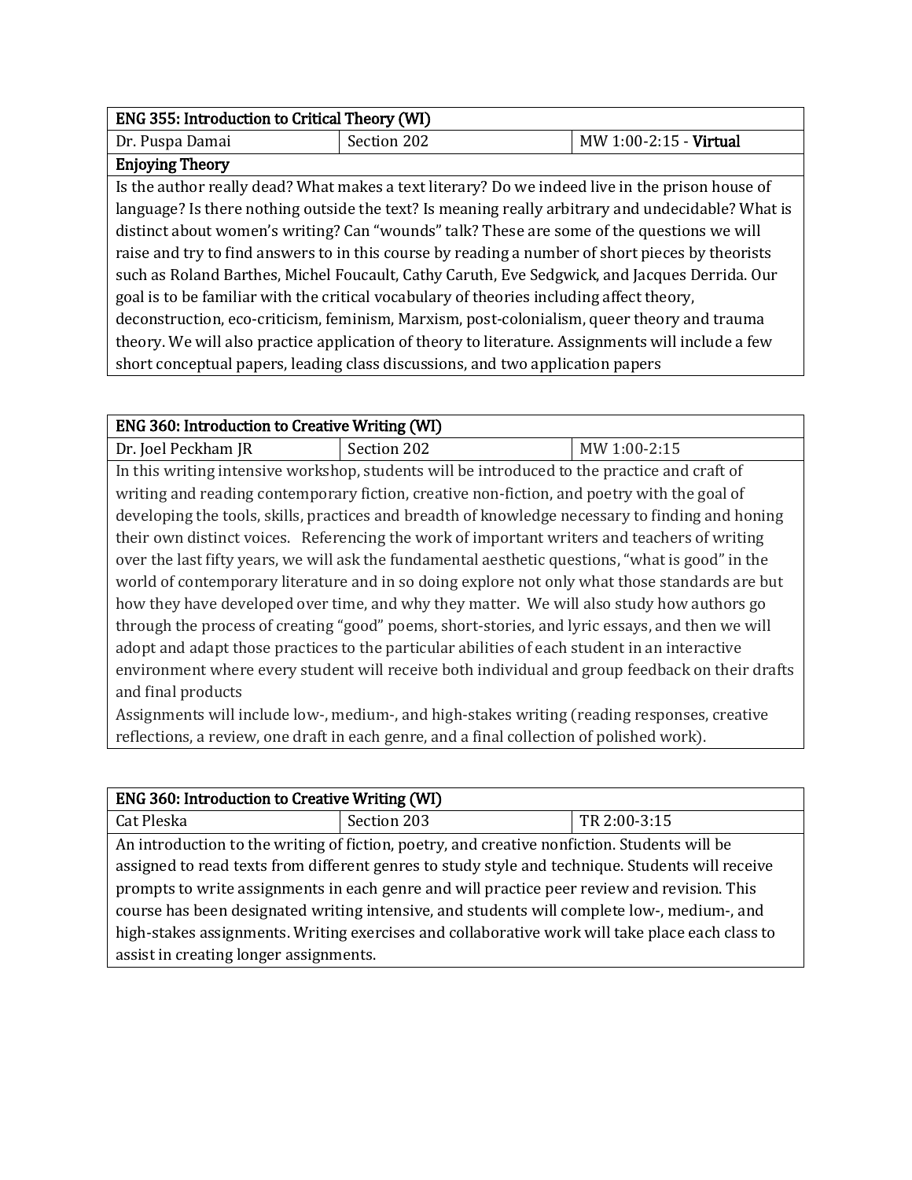| ENG 355: Introduction to Critical Theory (WI) | | |
|---|---|---|
| Dr. Puspa Damai | Section 202 | MW 1:00-2:15 - **Virtual** |
| **Enjoying Theory** | | |
| Is the author really dead? What makes a text literary? Do we indeed live in the prison house of language? Is there nothing outside the text? Is meaning really arbitrary and undecidable? What is distinct about women's writing? Can "wounds" talk? These are some of the questions we will raise and try to find answers to in this course by reading a number of short pieces by theorists such as Roland Barthes, Michel Foucault, Cathy Caruth, Eve Sedgwick, and Jacques Derrida. Our goal is to be familiar with the critical vocabulary of theories including affect theory, deconstruction, eco-criticism, feminism, Marxism, post-colonialism, queer theory and trauma theory. We will also practice application of theory to literature. Assignments will include a few short conceptual papers, leading class discussions, and two application papers | | |

| ENG 360: Introduction to Creative Writing (WI) | | |
|---|---|---|
| Dr. Joel Peckham JR | Section 202 | MW 1:00-2:15 |
| In this writing intensive workshop, students will be introduced to the practice and craft of writing and reading contemporary fiction, creative non-fiction, and poetry with the goal of developing the tools, skills, practices and breadth of knowledge necessary to finding and honing their own distinct voices. Referencing the work of important writers and teachers of writing over the last fifty years, we will ask the fundamental aesthetic questions, "what is good" in the world of contemporary literature and in so doing explore not only what those standards are but how they have developed over time, and why they matter. We will also study how authors go through the process of creating "good" poems, short-stories, and lyric essays, and then we will adopt and adapt those practices to the particular abilities of each student in an interactive environment where every student will receive both individual and group feedback on their drafts and final products<br>Assignments will include low-, medium-, and high-stakes writing (reading responses, creative reflections, a review, one draft in each genre, and a final collection of polished work). | | |

| ENG 360: Introduction to Creative Writing (WI) | | |
|---|---|---|
| Cat Pleska | Section 203 | TR 2:00-3:15 |
| An introduction to the writing of fiction, poetry, and creative nonfiction. Students will be assigned to read texts from different genres to study style and technique. Students will receive prompts to write assignments in each genre and will practice peer review and revision. This course has been designated writing intensive, and students will complete low-, medium-, and high-stakes assignments. Writing exercises and collaborative work will take place each class to assist in creating longer assignments. | | |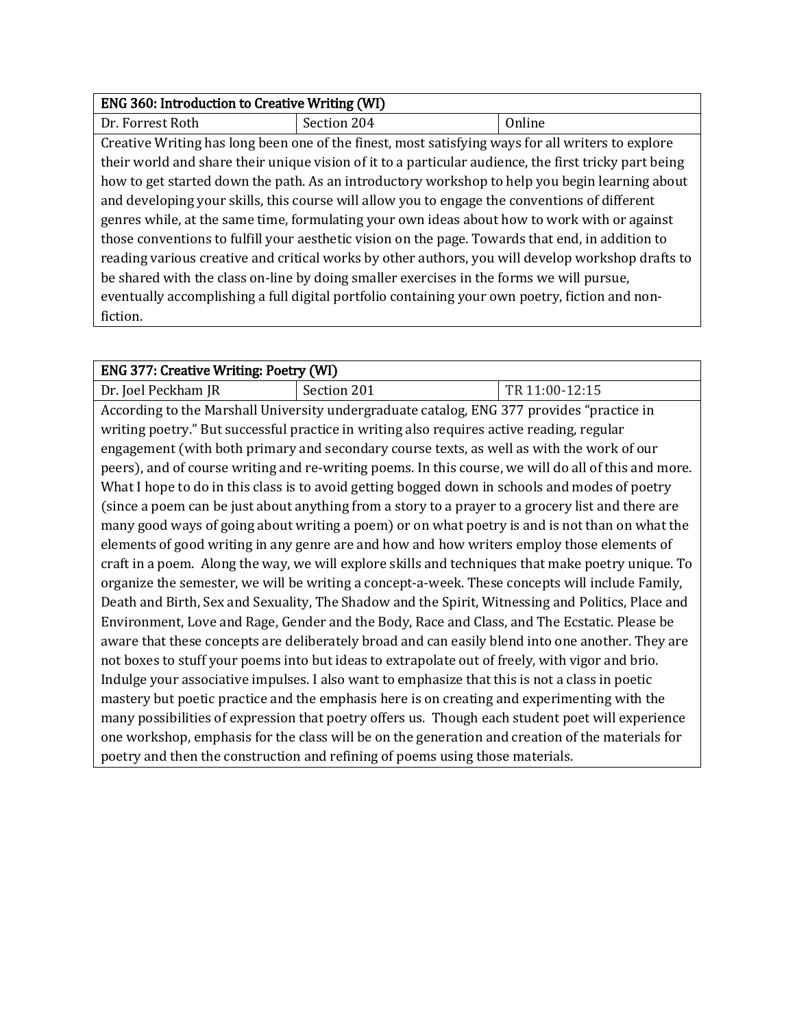| ENG 360: Introduction to Creative Writing (WI) | | |
|---|---|---|
| Dr. Forrest Roth | Section 204 | Online |
| Creative Writing has long been one of the finest, most satisfying ways for all writers to explore their world and share their unique vision of it to a particular audience, the first tricky part being how to get started down the path. As an introductory workshop to help you begin learning about and developing your skills, this course will allow you to engage the conventions of different genres while, at the same time, formulating your own ideas about how to work with or against those conventions to fulfill your aesthetic vision on the page. Towards that end, in addition to reading various creative and critical works by other authors, you will develop workshop drafts to be shared with the class on-line by doing smaller exercises in the forms we will pursue, eventually accomplishing a full digital portfolio containing your own poetry, fiction and non-fiction. | | |

| ENG 377: Creative Writing: Poetry (WI) | | |
|---|---|---|
| Dr. Joel Peckham JR | Section 201 | TR 11:00-12:15 |
| According to the Marshall University undergraduate catalog, ENG 377 provides "practice in writing poetry." But successful practice in writing also requires active reading, regular engagement (with both primary and secondary course texts, as well as with the work of our peers), and of course writing and re-writing poems. In this course, we will do all of this and more. What I hope to do in this class is to avoid getting bogged down in schools and modes of poetry (since a poem can be just about anything from a story to a prayer to a grocery list and there are many good ways of going about writing a poem) or on what poetry is and is not than on what the elements of good writing in any genre are and how and how writers employ those elements of craft in a poem. Along the way, we will explore skills and techniques that make poetry unique. To organize the semester, we will be writing a concept-a-week. These concepts will include Family, Death and Birth, Sex and Sexuality, The Shadow and the Spirit, Witnessing and Politics, Place and Environment, Love and Rage, Gender and the Body, Race and Class, and The Ecstatic. Please be aware that these concepts are deliberately broad and can easily blend into one another. They are not boxes to stuff your poems into but ideas to extrapolate out of freely, with vigor and brio. Indulge your associative impulses. I also want to emphasize that this is not a class in poetic mastery but poetic practice and the emphasis here is on creating and experimenting with the many possibilities of expression that poetry offers us. Though each student poet will experience one workshop, emphasis for the class will be on the generation and creation of the materials for poetry and then the construction and refining of poems using those materials. | | |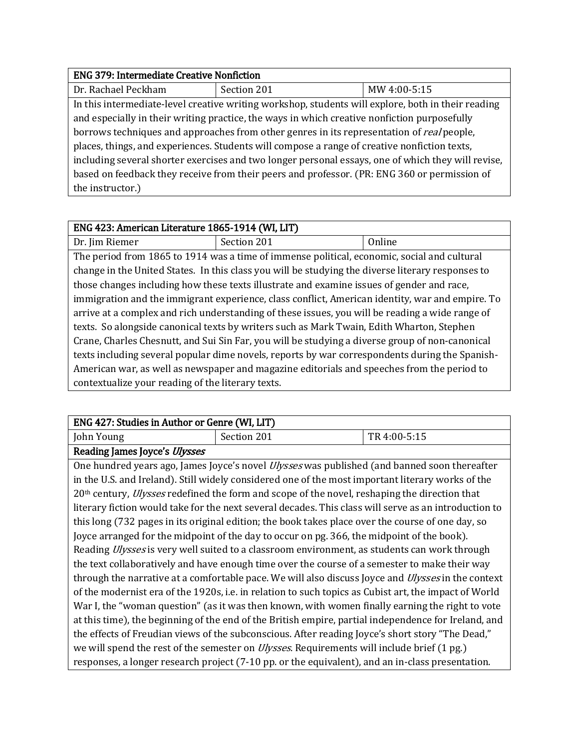| ENG 379: Intermediate Creative Nonfiction | | |
|---|---|---|
| Dr. Rachael Peckham | Section 201 | MW 4:00-5:15 |
| In this intermediate-level creative writing workshop, students will explore, both in their reading and especially in their writing practice, the ways in which creative nonfiction purposefully borrows techniques and approaches from other genres in its representation of *real* people, places, things, and experiences. Students will compose a range of creative nonfiction texts, including several shorter exercises and two longer personal essays, one of which they will revise, based on feedback they receive from their peers and professor. (PR: ENG 360 or permission of the instructor.) | | |

| ENG 423: American Literature 1865-1914 (WI, LIT) | | |
|---|---|---|
| Dr. Jim Riemer | Section 201 | Online |
| The period from 1865 to 1914 was a time of immense political, economic, social and cultural change in the United States. In this class you will be studying the diverse literary responses to those changes including how these texts illustrate and examine issues of gender and race, immigration and the immigrant experience, class conflict, American identity, war and empire. To arrive at a complex and rich understanding of these issues, you will be reading a wide range of texts. So alongside canonical texts by writers such as Mark Twain, Edith Wharton, Stephen Crane, Charles Chesnutt, and Sui Sin Far, you will be studying a diverse group of non-canonical texts including several popular dime novels, reports by war correspondents during the Spanish-American war, as well as newspaper and magazine editorials and speeches from the period to contextualize your reading of the literary texts. | | |

| ENG 427: Studies in Author or Genre (WI, LIT) | | |
|---|---|---|
| John Young | Section 201 | TR 4:00-5:15 |
| **Reading James Joyce's *Ulysses*** | | |
| One hundred years ago, James Joyce's novel *Ulysses* was published (and banned soon thereafter in the U.S. and Ireland). Still widely considered one of the most important literary works of the 20th century, *Ulysses* redefined the form and scope of the novel, reshaping the direction that literary fiction would take for the next several decades. This class will serve as an introduction to this long (732 pages in its original edition; the book takes place over the course of one day, so Joyce arranged for the midpoint of the day to occur on pg. 366, the midpoint of the book). Reading *Ulysses* is very well suited to a classroom environment, as students can work through the text collaboratively and have enough time over the course of a semester to make their way through the narrative at a comfortable pace. We will also discuss Joyce and *Ulysses* in the context of the modernist era of the 1920s, i.e. in relation to such topics as Cubist art, the impact of World War I, the "woman question" (as it was then known, with women finally earning the right to vote at this time), the beginning of the end of the British empire, partial independence for Ireland, and the effects of Freudian views of the subconscious. After reading Joyce's short story "The Dead," we will spend the rest of the semester on *Ulysses*. Requirements will include brief (1 pg.) responses, a longer research project (7-10 pp. or the equivalent), and an in-class presentation. | | |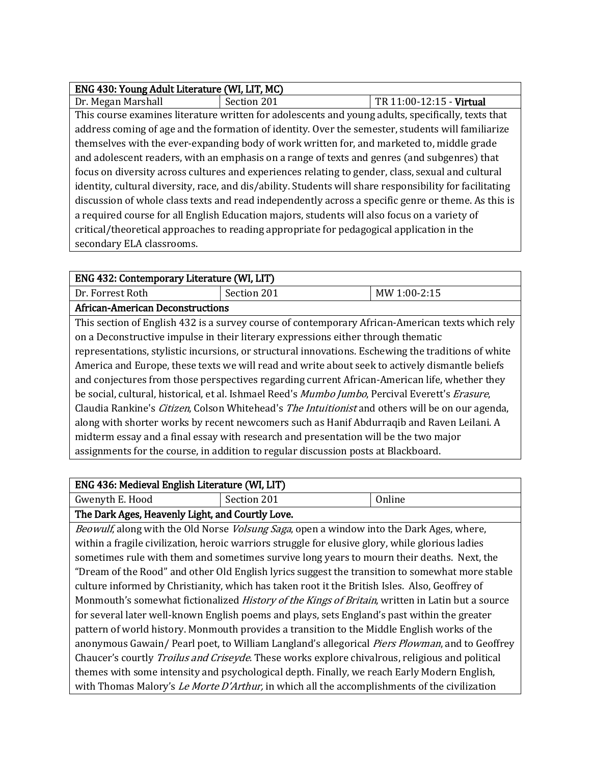| ENG 430: Young Adult Literature (WI, LIT, MC) | | |
|---|---|---|
| Dr. Megan Marshall | Section 201 | TR 11:00-12:15 - **Virtual** |

This course examines literature written for adolescents and young adults, specifically, texts that address coming of age and the formation of identity. Over the semester, students will familiarize themselves with the ever-expanding body of work written for, and marketed to, middle grade and adolescent readers, with an emphasis on a range of texts and genres (and subgenres) that focus on diversity across cultures and experiences relating to gender, class, sexual and cultural identity, cultural diversity, race, and dis/ability. Students will share responsibility for facilitating discussion of whole class texts and read independently across a specific genre or theme. As this is a required course for all English Education majors, students will also focus on a variety of critical/theoretical approaches to reading appropriate for pedagogical application in the secondary ELA classrooms.

| ENG 432: Contemporary Literature (WI, LIT) | | |
|---|---|---|
| Dr. Forrest Roth | Section 201 | MW 1:00-2:15 |

**African-American Deconstructions**

This section of English 432 is a survey course of contemporary African-American texts which rely on a Deconstructive impulse in their literary expressions either through thematic representations, stylistic incursions, or structural innovations. Eschewing the traditions of white America and Europe, these texts we will read and write about seek to actively dismantle beliefs and conjectures from those perspectives regarding current African-American life, whether they be social, cultural, historical, et al. Ishmael Reed's *Mumbo Jumbo*, Percival Everett's *Erasure*, Claudia Rankine's *Citizen*, Colson Whitehead's *The Intuitionist* and others will be on our agenda, along with shorter works by recent newcomers such as Hanif Abdurraqib and Raven Leilani. A midterm essay and a final essay with research and presentation will be the two major assignments for the course, in addition to regular discussion posts at Blackboard.

| ENG 436: Medieval English Literature (WI, LIT) | | |
|---|---|---|
| Gwenyth E. Hood | Section 201 | Online |

**The Dark Ages, Heavenly Light, and Courtly Love.**

*Beowulf*, along with the Old Norse *Volsung Saga*, open a window into the Dark Ages, where, within a fragile civilization, heroic warriors struggle for elusive glory, while glorious ladies sometimes rule with them and sometimes survive long years to mourn their deaths. Next, the "Dream of the Rood" and other Old English lyrics suggest the transition to somewhat more stable culture informed by Christianity, which has taken root it the British Isles. Also, Geoffrey of Monmouth's somewhat fictionalized *History of the Kings of Britain*, written in Latin but a source for several later well-known English poems and plays, sets England's past within the greater pattern of world history. Monmouth provides a transition to the Middle English works of the anonymous Gawain/ Pearl poet, to William Langland's allegorical *Piers Plowman*, and to Geoffrey Chaucer's courtly *Troilus and Criseyde*. These works explore chivalrous, religious and political themes with some intensity and psychological depth. Finally, we reach Early Modern English, with Thomas Malory's *Le Morte D'Arthur,* in which all the accomplishments of the civilization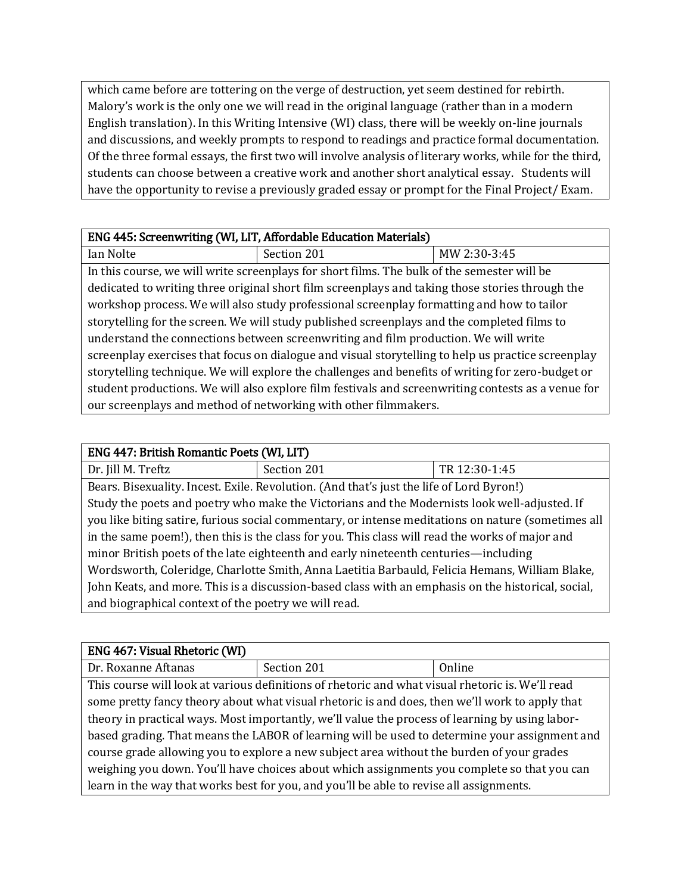which came before are tottering on the verge of destruction, yet seem destined for rebirth. Malory's work is the only one we will read in the original language (rather than in a modern English translation). In this Writing Intensive (WI) class, there will be weekly on-line journals and discussions, and weekly prompts to respond to readings and practice formal documentation. Of the three formal essays, the first two will involve analysis of literary works, while for the third, students can choose between a creative work and another short analytical essay. Students will have the opportunity to revise a previously graded essay or prompt for the Final Project/ Exam.

| ENG 445: Screenwriting (WI, LIT, Affordable Education Materials) | | |
|---|---|---|
| Ian Nolte | Section 201 | MW 2:30-3:45 |
| In this course, we will write screenplays for short films. The bulk of the semester will be dedicated to writing three original short film screenplays and taking those stories through the workshop process. We will also study professional screenplay formatting and how to tailor storytelling for the screen. We will study published screenplays and the completed films to understand the connections between screenwriting and film production. We will write screenplay exercises that focus on dialogue and visual storytelling to help us practice screenplay storytelling technique. We will explore the challenges and benefits of writing for zero-budget or student productions. We will also explore film festivals and screenwriting contests as a venue for our screenplays and method of networking with other filmmakers. | | |

| ENG 447: British Romantic Poets (WI, LIT) | | |
|---|---|---|
| Dr. Jill M. Treftz | Section 201 | TR 12:30-1:45 |
| Bears. Bisexuality. Incest. Exile. Revolution. (And that's just the life of Lord Byron!) Study the poets and poetry who make the Victorians and the Modernists look well-adjusted. If you like biting satire, furious social commentary, or intense meditations on nature (sometimes all in the same poem!), then this is the class for you. This class will read the works of major and minor British poets of the late eighteenth and early nineteenth centuries—including Wordsworth, Coleridge, Charlotte Smith, Anna Laetitia Barbauld, Felicia Hemans, William Blake, John Keats, and more. This is a discussion-based class with an emphasis on the historical, social, and biographical context of the poetry we will read. | | |

| ENG 467: Visual Rhetoric (WI) | | |
|---|---|---|
| Dr. Roxanne Aftanas | Section 201 | Online |
| This course will look at various definitions of rhetoric and what visual rhetoric is. We'll read some pretty fancy theory about what visual rhetoric is and does, then we'll work to apply that theory in practical ways. Most importantly, we'll value the process of learning by using labor-based grading. That means the LABOR of learning will be used to determine your assignment and course grade allowing you to explore a new subject area without the burden of your grades weighing you down. You'll have choices about which assignments you complete so that you can learn in the way that works best for you, and you'll be able to revise all assignments. | | |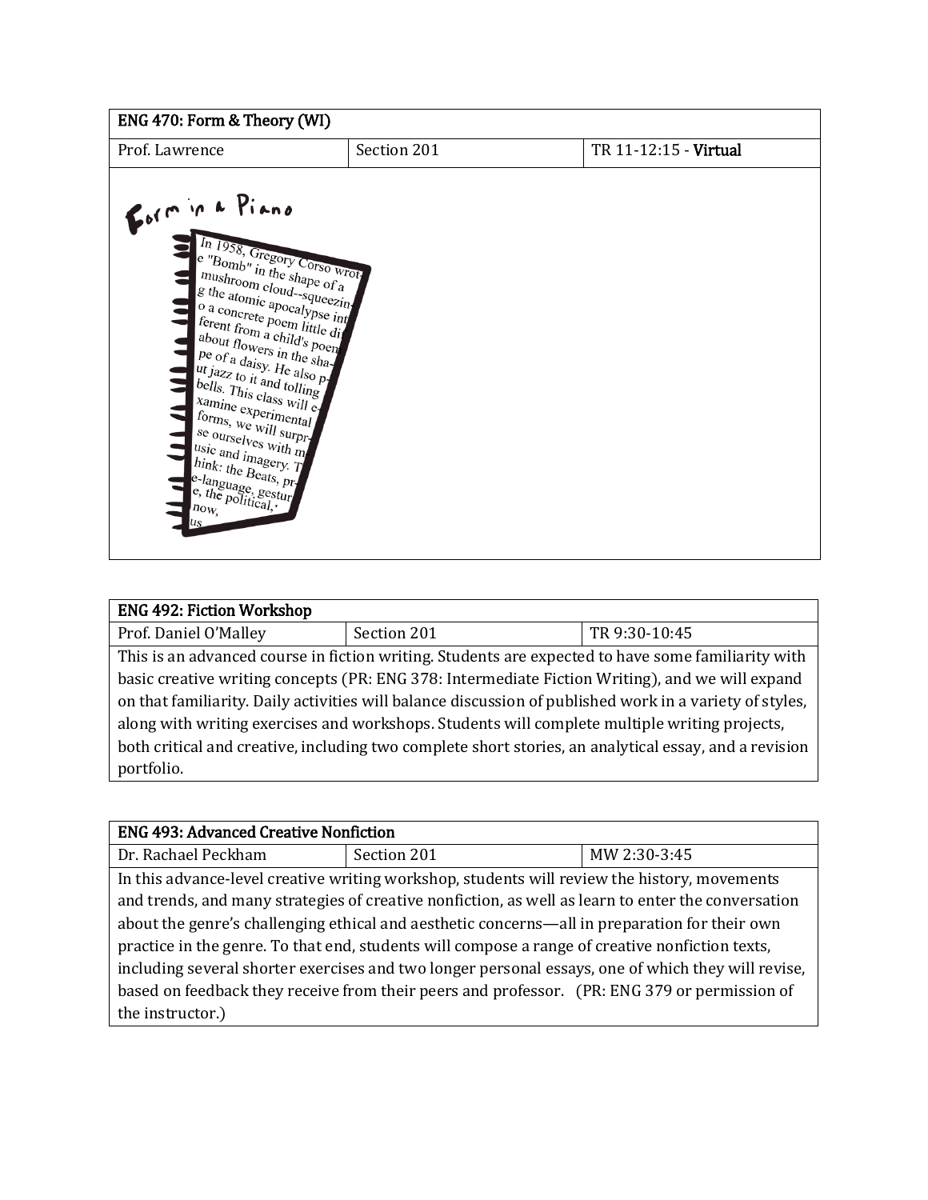| ENG 470: Form & Theory (WI) | | |
| --- | --- | --- |
| Prof. Lawrence | Section 201 | TR 11-12:15 - **Virtual** |

Form in a Piano

In 1958, Gregory Corso wrote "Bomb" in the shape of a mushroom cloud--squeezing the atomic apocalypse into a concrete poem little different from a child's poem about flowers in the shape of a daisy. He also put jazz to it and tolling bells. This class will examine experimental forms, we will surprise ourselves with music and imagery. Think: the Beats, pre-language, gesture, the political, now, us

| ENG 492: Fiction Workshop | | |
| --- | --- | --- |
| Prof. Daniel O'Malley | Section 201 | TR 9:30-10:45 |

This is an advanced course in fiction writing. Students are expected to have some familiarity with basic creative writing concepts (PR: ENG 378: Intermediate Fiction Writing), and we will expand on that familiarity. Daily activities will balance discussion of published work in a variety of styles, along with writing exercises and workshops. Students will complete multiple writing projects, both critical and creative, including two complete short stories, an analytical essay, and a revision portfolio.

| ENG 493: Advanced Creative Nonfiction | | |
| --- | --- | --- |
| Dr. Rachael Peckham | Section 201 | MW 2:30-3:45 |

In this advance-level creative writing workshop, students will review the history, movements and trends, and many strategies of creative nonfiction, as well as learn to enter the conversation about the genre's challenging ethical and aesthetic concerns—all in preparation for their own practice in the genre. To that end, students will compose a range of creative nonfiction texts, including several shorter exercises and two longer personal essays, one of which they will revise, based on feedback they receive from their peers and professor. (PR: ENG 379 or permission of the instructor.)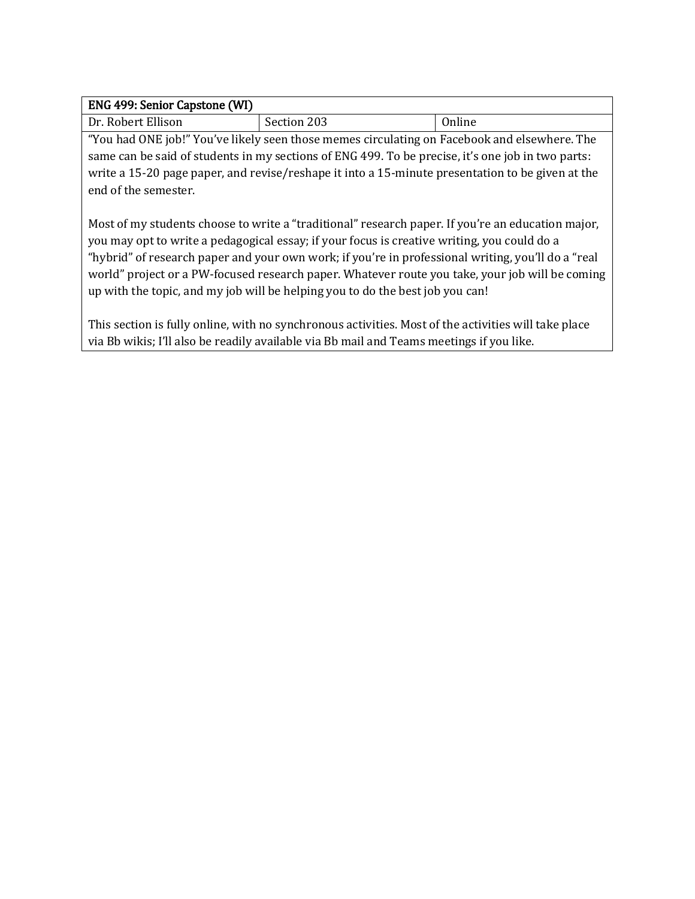| ENG 499: Senior Capstone (WI) | | |
|---|---|---|
| Dr. Robert Ellison | Section 203 | Online |
| "You had ONE job!" You've likely seen those memes circulating on Facebook and elsewhere. The same can be said of students in my sections of ENG 499. To be precise, it's one job in two parts: write a 15-20 page paper, and revise/reshape it into a 15-minute presentation to be given at the end of the semester.<br><br>Most of my students choose to write a "traditional" research paper. If you're an education major, you may opt to write a pedagogical essay; if your focus is creative writing, you could do a "hybrid" of research paper and your own work; if you're in professional writing, you'll do a "real world" project or a PW-focused research paper. Whatever route you take, your job will be coming up with the topic, and my job will be helping you to do the best job you can!<br><br>This section is fully online, with no synchronous activities. Most of the activities will take place via Bb wikis; I'll also be readily available via Bb mail and Teams meetings if you like. | | |